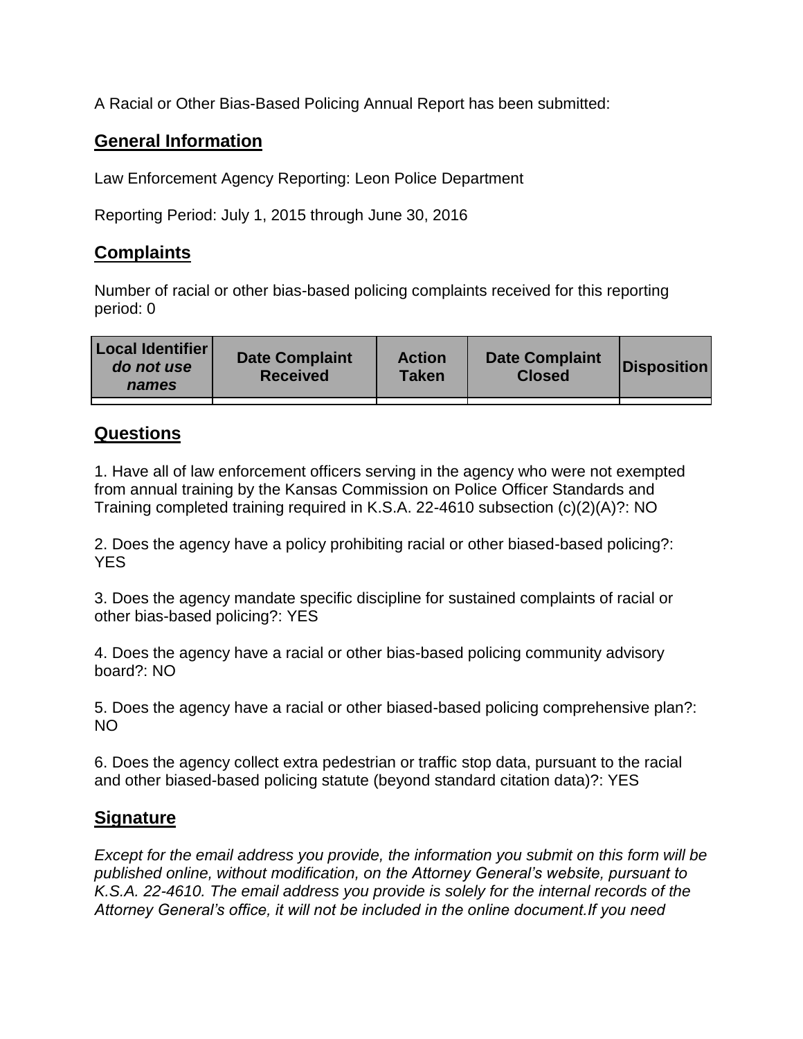A Racial or Other Bias-Based Policing Annual Report has been submitted:

## General Information

Law Enforcement Agency Reporting: Leon Police Department

Reporting Period: July 1, 2015 through June 30, 2016

## Complaints

Number of racial or other bias-based policing complaints received for this reporting period: 0

| **Local Identifier** ***do not use names*** | **Date Complaint Received** | **Action Taken** | **Date Complaint Closed** | **Disposition** |
|---|---|---|---|---|
| | | | | |

## Questions

1. Have all of law enforcement officers serving in the agency who were not exempted from annual training by the Kansas Commission on Police Officer Standards and Training completed training required in K.S.A. 22-4610 subsection (c)(2)(A)?: NO

2. Does the agency have a policy prohibiting racial or other biased-based policing?: YES

3. Does the agency mandate specific discipline for sustained complaints of racial or other bias-based policing?: YES

4. Does the agency have a racial or other bias-based policing community advisory board?: NO

5. Does the agency have a racial or other biased-based policing comprehensive plan?: NO

6. Does the agency collect extra pedestrian or traffic stop data, pursuant to the racial and other biased-based policing statute (beyond standard citation data)?: YES

## Signature

*Except for the email address you provide, the information you submit on this form will be published online, without modification, on the Attorney General's website, pursuant to K.S.A. 22-4610. The email address you provide is solely for the internal records of the Attorney General's office, it will not be included in the online document.If you need*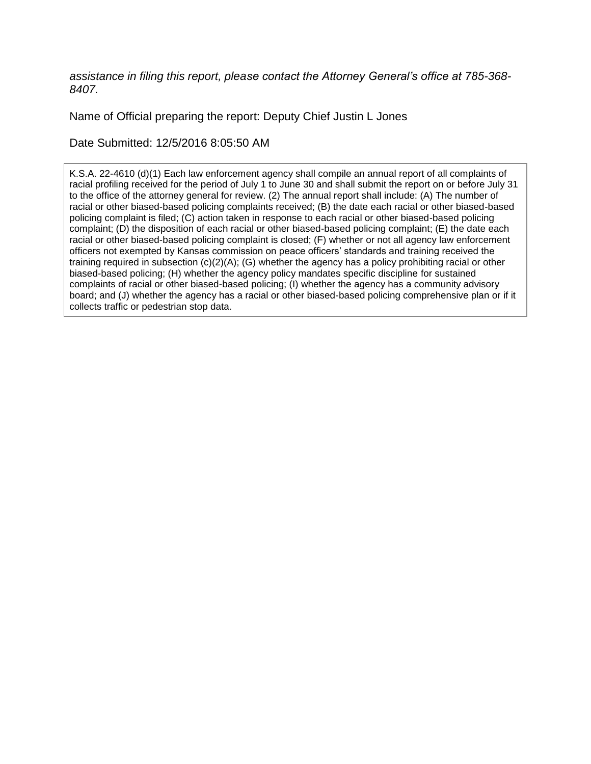*assistance in filing this report, please contact the Attorney General's office at 785-368-8407.*

Name of Official preparing the report: Deputy Chief Justin L Jones

Date Submitted: 12/5/2016 8:05:50 AM

K.S.A. 22-4610 (d)(1) Each law enforcement agency shall compile an annual report of all complaints of racial profiling received for the period of July 1 to June 30 and shall submit the report on or before July 31 to the office of the attorney general for review. (2) The annual report shall include: (A) The number of racial or other biased-based policing complaints received; (B) the date each racial or other biased-based policing complaint is filed; (C) action taken in response to each racial or other biased-based policing complaint; (D) the disposition of each racial or other biased-based policing complaint; (E) the date each racial or other biased-based policing complaint is closed; (F) whether or not all agency law enforcement officers not exempted by Kansas commission on peace officers' standards and training received the training required in subsection (c)(2)(A); (G) whether the agency has a policy prohibiting racial or other biased-based policing; (H) whether the agency policy mandates specific discipline for sustained complaints of racial or other biased-based policing; (I) whether the agency has a community advisory board; and (J) whether the agency has a racial or other biased-based policing comprehensive plan or if it collects traffic or pedestrian stop data.